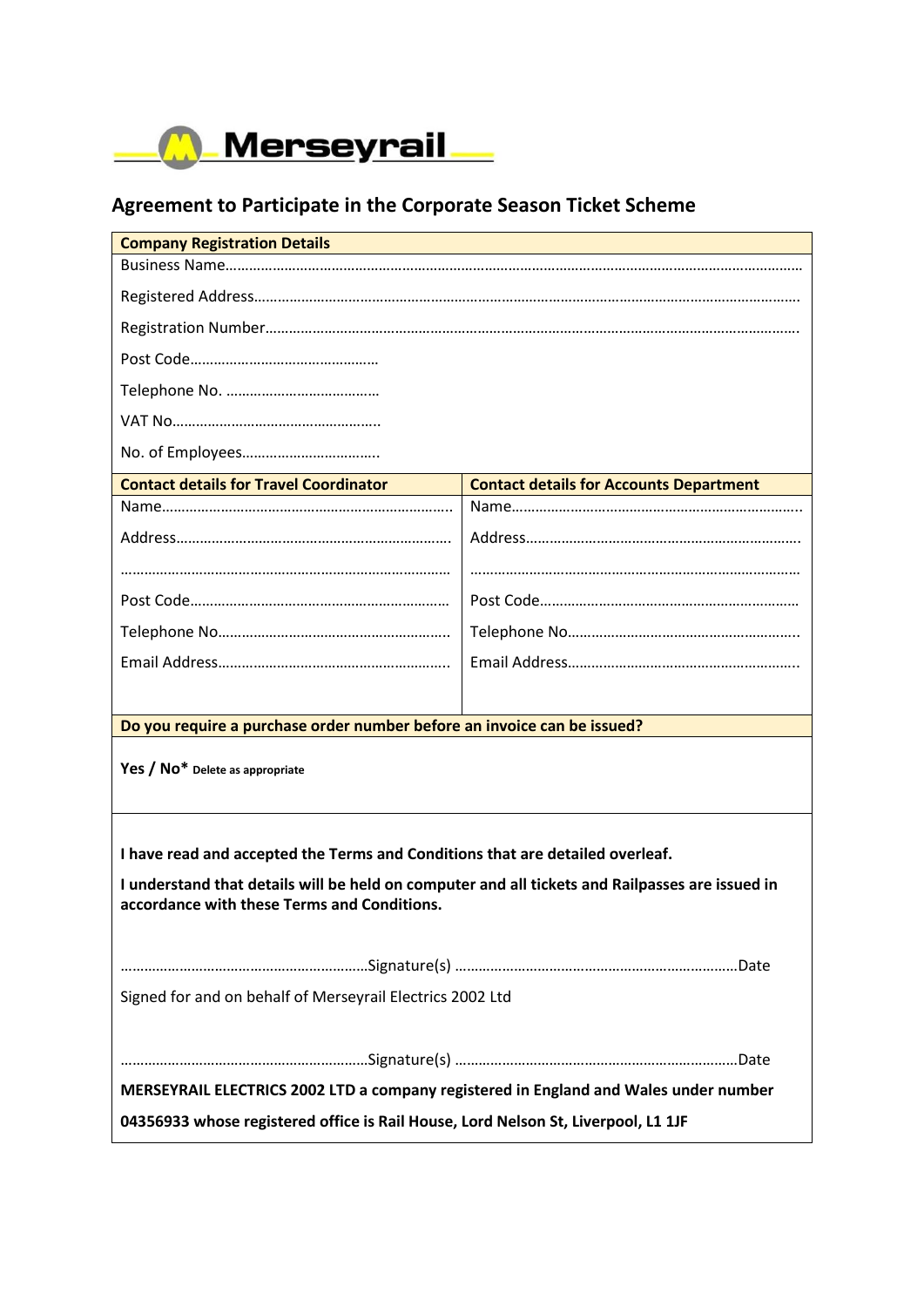Merseyrail

## Agreement to Participate in the Corporate Season Ticket Scheme

**Company Registration Details**

Business Name………………………………………………………………………………………………………………………………

Registered Address………………………………………………………………………………………………………………………

Registration Number……………………………………………………………………………………………………………………

Post Code…………………………………………

Telephone No. …………………………………

VAT No……………………………………………..

No. of Employees……………………………..

| **Contact details for Travel Coordinator** | **Contact details for Accounts Department** |
|---|---|
| Name………………………………………………………………… | Name………………………………………………………………… |
| Address…………………………………………………………… | Address…………………………………………………………… |
| ………………………………………………………………………… | ………………………………………………………………………… |
| Post Code………………………………………………………… | Post Code………………………………………………………… |
| Telephone No…………………………………………………… | Telephone No…………………………………………………… |
| Email Address…………………………………………………… | Email Address…………………………………………………… |

**Do you require a purchase order number before an invoice can be issued?**

**Yes / No*** **Delete as appropriate**

**I have read and accepted the Terms and Conditions that are detailed overleaf.**

**I understand that details will be held on computer and all tickets and Railpasses are issued in accordance with these Terms and Conditions.**

……………………………………………………Signature(s) ………………………………………………………………Date

Signed for and on behalf of Merseyrail Electrics 2002 Ltd

……………………………………………………Signature(s) ………………………………………………………………Date

**MERSEYRAIL ELECTRICS 2002 LTD a company registered in England and Wales under number 04356933 whose registered office is Rail House, Lord Nelson St, Liverpool, L1 1JF**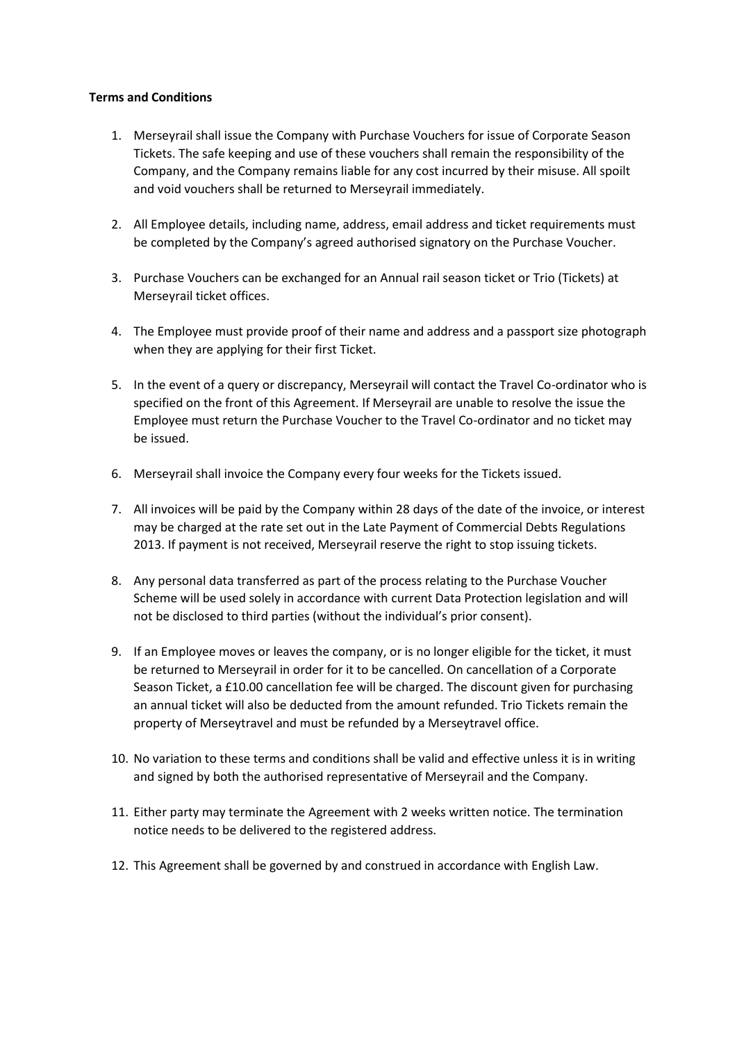**Terms and Conditions**

1. Merseyrail shall issue the Company with Purchase Vouchers for issue of Corporate Season Tickets. The safe keeping and use of these vouchers shall remain the responsibility of the Company, and the Company remains liable for any cost incurred by their misuse. All spoilt and void vouchers shall be returned to Merseyrail immediately.

2. All Employee details, including name, address, email address and ticket requirements must be completed by the Company's agreed authorised signatory on the Purchase Voucher.

3. Purchase Vouchers can be exchanged for an Annual rail season ticket or Trio (Tickets) at Merseyrail ticket offices.

4. The Employee must provide proof of their name and address and a passport size photograph when they are applying for their first Ticket.

5. In the event of a query or discrepancy, Merseyrail will contact the Travel Co-ordinator who is specified on the front of this Agreement. If Merseyrail are unable to resolve the issue the Employee must return the Purchase Voucher to the Travel Co-ordinator and no ticket may be issued.

6. Merseyrail shall invoice the Company every four weeks for the Tickets issued.

7. All invoices will be paid by the Company within 28 days of the date of the invoice, or interest may be charged at the rate set out in the Late Payment of Commercial Debts Regulations 2013. If payment is not received, Merseyrail reserve the right to stop issuing tickets.

8. Any personal data transferred as part of the process relating to the Purchase Voucher Scheme will be used solely in accordance with current Data Protection legislation and will not be disclosed to third parties (without the individual's prior consent).

9. If an Employee moves or leaves the company, or is no longer eligible for the ticket, it must be returned to Merseyrail in order for it to be cancelled. On cancellation of a Corporate Season Ticket, a £10.00 cancellation fee will be charged. The discount given for purchasing an annual ticket will also be deducted from the amount refunded. Trio Tickets remain the property of Merseytravel and must be refunded by a Merseytravel office.

10. No variation to these terms and conditions shall be valid and effective unless it is in writing and signed by both the authorised representative of Merseyrail and the Company.

11. Either party may terminate the Agreement with 2 weeks written notice. The termination notice needs to be delivered to the registered address.

12. This Agreement shall be governed by and construed in accordance with English Law.